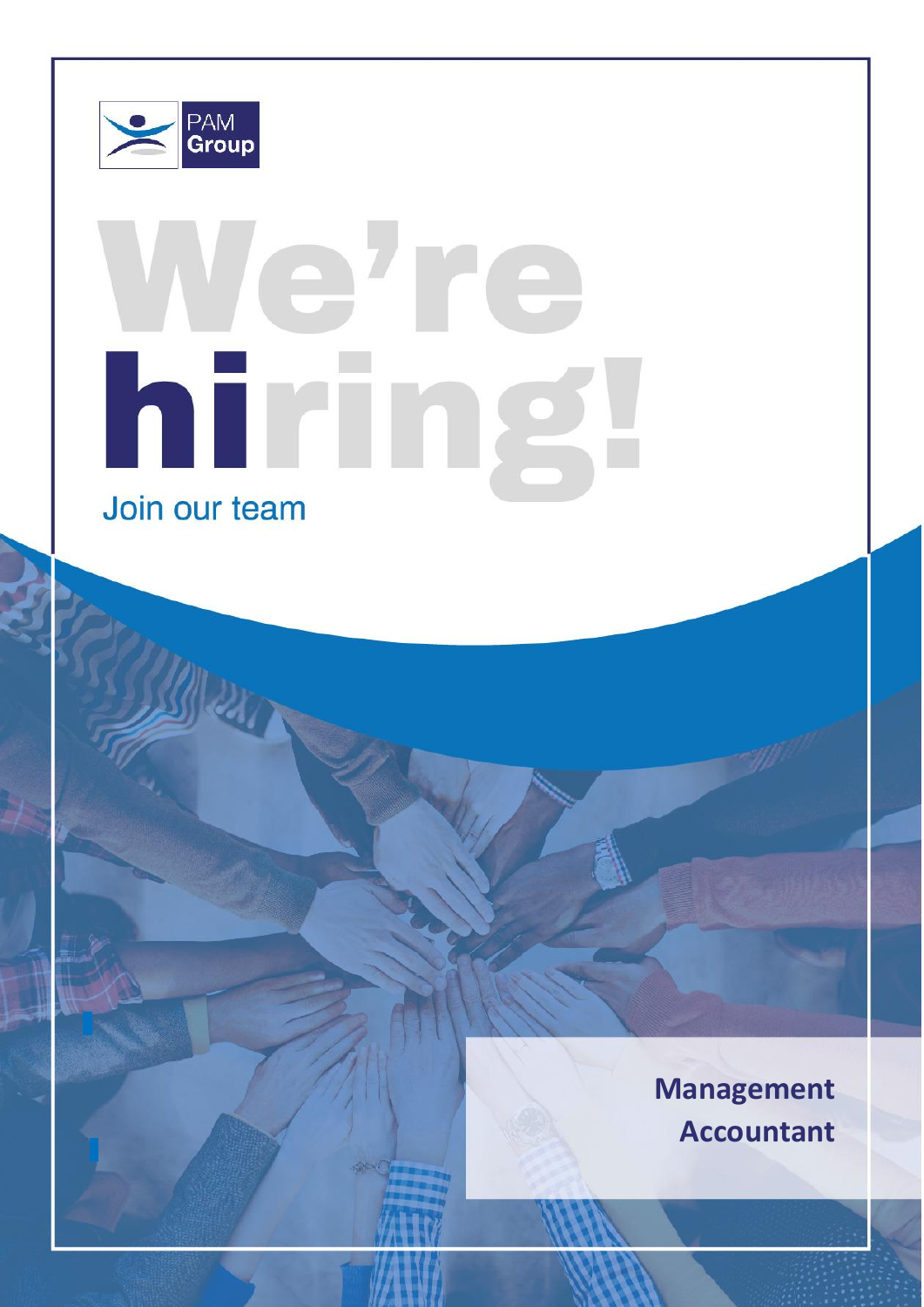PAM Group

# We're hiring!

Join our team

**Management Accountant**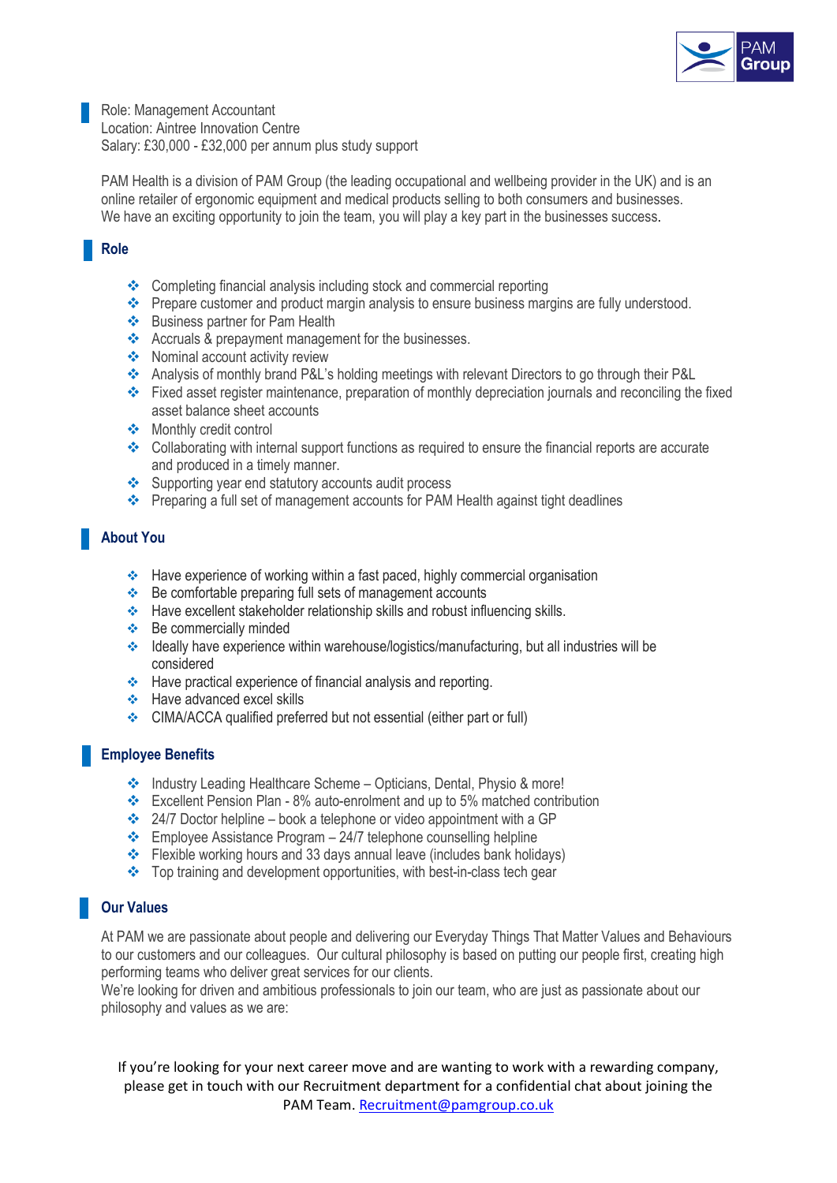Role: Management Accountant
Location: Aintree Innovation Centre
Salary: £30,000 - £32,000 per annum plus study support

PAM Health is a division of PAM Group (the leading occupational and wellbeing provider in the UK) and is an online retailer of ergonomic equipment and medical products selling to both consumers and businesses.
We have an exciting opportunity to join the team, you will play a key part in the businesses success.

## Role

- Completing financial analysis including stock and commercial reporting
- Prepare customer and product margin analysis to ensure business margins are fully understood.
- Business partner for Pam Health
- Accruals & prepayment management for the businesses.
- Nominal account activity review
- Analysis of monthly brand P&L's holding meetings with relevant Directors to go through their P&L
- Fixed asset register maintenance, preparation of monthly depreciation journals and reconciling the fixed asset balance sheet accounts
- Monthly credit control
- Collaborating with internal support functions as required to ensure the financial reports are accurate and produced in a timely manner.
- Supporting year end statutory accounts audit process
- Preparing a full set of management accounts for PAM Health against tight deadlines

## About You

- Have experience of working within a fast paced, highly commercial organisation
- Be comfortable preparing full sets of management accounts
- Have excellent stakeholder relationship skills and robust influencing skills.
- Be commercially minded
- Ideally have experience within warehouse/logistics/manufacturing, but all industries will be considered
- Have practical experience of financial analysis and reporting.
- Have advanced excel skills
- CIMA/ACCA qualified preferred but not essential (either part or full)

## Employee Benefits

- Industry Leading Healthcare Scheme – Opticians, Dental, Physio & more!
- Excellent Pension Plan - 8% auto-enrolment and up to 5% matched contribution
- 24/7 Doctor helpline – book a telephone or video appointment with a GP
- Employee Assistance Program – 24/7 telephone counselling helpline
- Flexible working hours and 33 days annual leave (includes bank holidays)
- Top training and development opportunities, with best-in-class tech gear

## Our Values

At PAM we are passionate about people and delivering our Everyday Things That Matter Values and Behaviours to our customers and our colleagues. Our cultural philosophy is based on putting our people first, creating high performing teams who deliver great services for our clients.
We're looking for driven and ambitious professionals to join our team, who are just as passionate about our philosophy and values as we are:

If you're looking for your next career move and are wanting to work with a rewarding company, please get in touch with our Recruitment department for a confidential chat about joining the PAM Team. [Recruitment@pamgroup.co.uk](mailto:Recruitment@pamgroup.co.uk)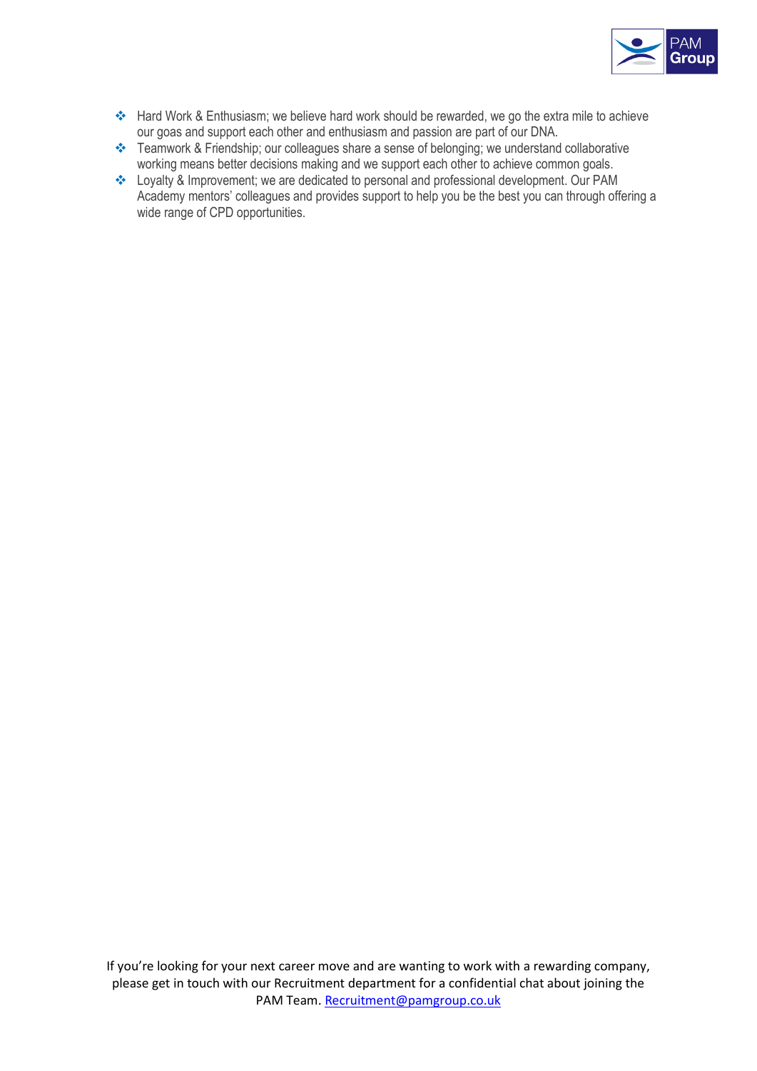- Hard Work & Enthusiasm; we believe hard work should be rewarded, we go the extra mile to achieve our goas and support each other and enthusiasm and passion are part of our DNA.
- Teamwork & Friendship; our colleagues share a sense of belonging; we understand collaborative working means better decisions making and we support each other to achieve common goals.
- Loyalty & Improvement; we are dedicated to personal and professional development. Our PAM Academy mentors' colleagues and provides support to help you be the best you can through offering a wide range of CPD opportunities.

If you're looking for your next career move and are wanting to work with a rewarding company, please get in touch with our Recruitment department for a confidential chat about joining the PAM Team. [Recruitment@pamgroup.co.uk](mailto:Recruitment@pamgroup.co.uk)